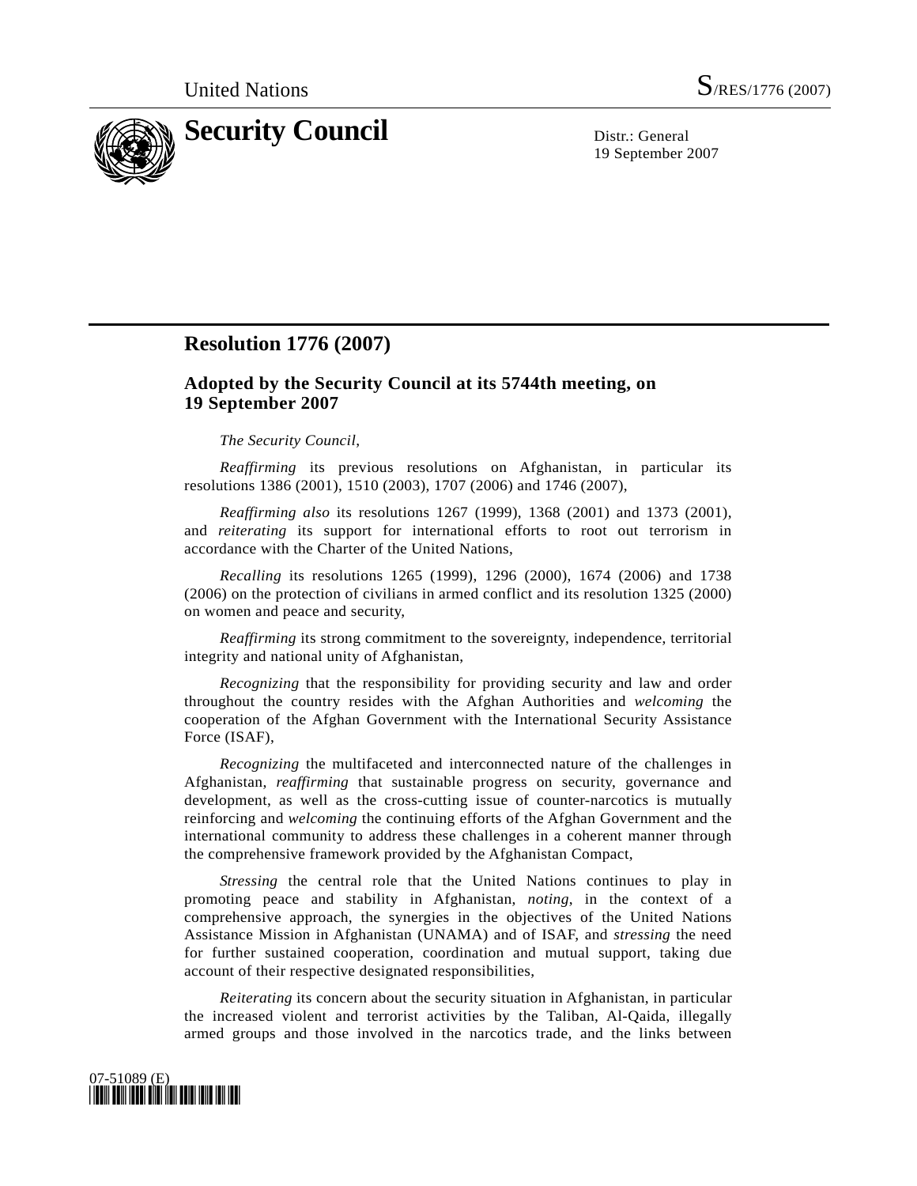United Nations S/RES/1776 (2007)

# Security Council

Distr.: General
19 September 2007

## Resolution 1776 (2007)

### Adopted by the Security Council at its 5744th meeting, on 19 September 2007

*The Security Council*,

*Reaffirming* its previous resolutions on Afghanistan, in particular its resolutions 1386 (2001), 1510 (2003), 1707 (2006) and 1746 (2007),

*Reaffirming also* its resolutions 1267 (1999), 1368 (2001) and 1373 (2001), and *reiterating* its support for international efforts to root out terrorism in accordance with the Charter of the United Nations,

*Recalling* its resolutions 1265 (1999), 1296 (2000), 1674 (2006) and 1738 (2006) on the protection of civilians in armed conflict and its resolution 1325 (2000) on women and peace and security,

*Reaffirming* its strong commitment to the sovereignty, independence, territorial integrity and national unity of Afghanistan,

*Recognizing* that the responsibility for providing security and law and order throughout the country resides with the Afghan Authorities and *welcoming* the cooperation of the Afghan Government with the International Security Assistance Force (ISAF),

*Recognizing* the multifaceted and interconnected nature of the challenges in Afghanistan, *reaffirming* that sustainable progress on security, governance and development, as well as the cross-cutting issue of counter-narcotics is mutually reinforcing and *welcoming* the continuing efforts of the Afghan Government and the international community to address these challenges in a coherent manner through the comprehensive framework provided by the Afghanistan Compact,

*Stressing* the central role that the United Nations continues to play in promoting peace and stability in Afghanistan, *noting*, in the context of a comprehensive approach, the synergies in the objectives of the United Nations Assistance Mission in Afghanistan (UNAMA) and of ISAF, and *stressing* the need for further sustained cooperation, coordination and mutual support, taking due account of their respective designated responsibilities,

*Reiterating* its concern about the security situation in Afghanistan, in particular the increased violent and terrorist activities by the Taliban, Al-Qaida, illegally armed groups and those involved in the narcotics trade, and the links between

07-51089 (E)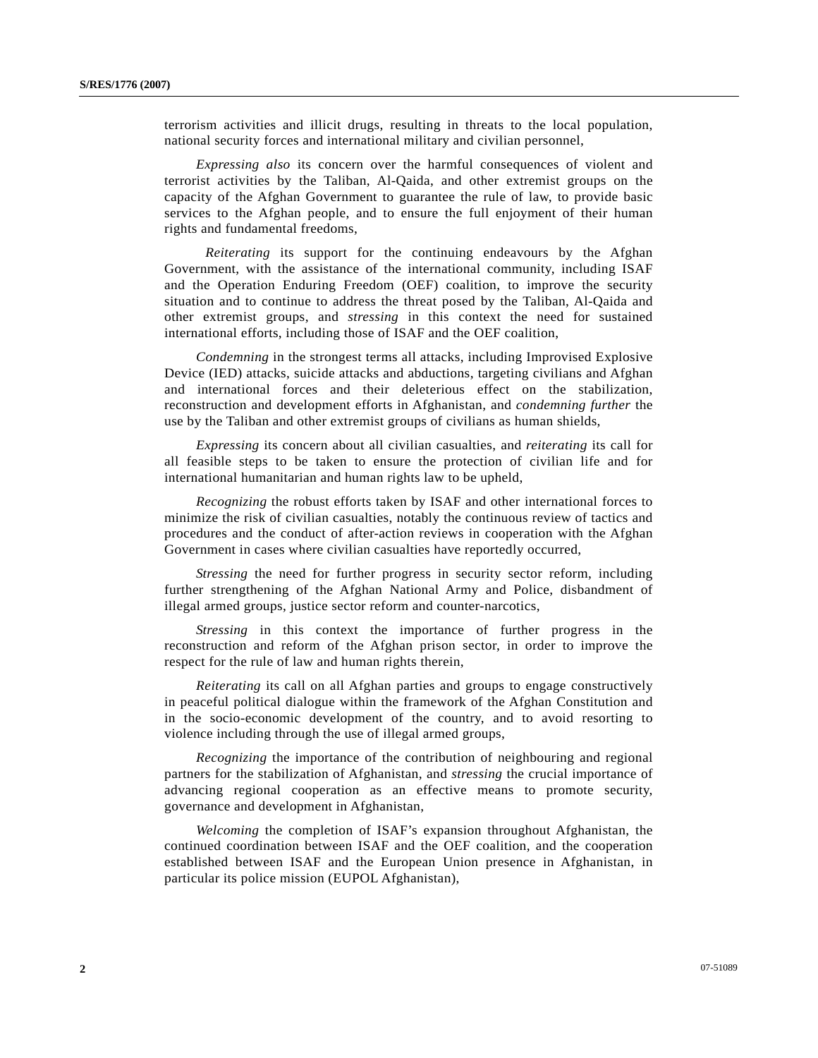terrorism activities and illicit drugs, resulting in threats to the local population, national security forces and international military and civilian personnel,

*Expressing also* its concern over the harmful consequences of violent and terrorist activities by the Taliban, Al-Qaida, and other extremist groups on the capacity of the Afghan Government to guarantee the rule of law, to provide basic services to the Afghan people, and to ensure the full enjoyment of their human rights and fundamental freedoms,

*Reiterating* its support for the continuing endeavours by the Afghan Government, with the assistance of the international community, including ISAF and the Operation Enduring Freedom (OEF) coalition, to improve the security situation and to continue to address the threat posed by the Taliban, Al-Qaida and other extremist groups, and *stressing* in this context the need for sustained international efforts, including those of ISAF and the OEF coalition,

*Condemning* in the strongest terms all attacks, including Improvised Explosive Device (IED) attacks, suicide attacks and abductions, targeting civilians and Afghan and international forces and their deleterious effect on the stabilization, reconstruction and development efforts in Afghanistan, and *condemning further* the use by the Taliban and other extremist groups of civilians as human shields,

*Expressing* its concern about all civilian casualties, and *reiterating* its call for all feasible steps to be taken to ensure the protection of civilian life and for international humanitarian and human rights law to be upheld,

*Recognizing* the robust efforts taken by ISAF and other international forces to minimize the risk of civilian casualties, notably the continuous review of tactics and procedures and the conduct of after-action reviews in cooperation with the Afghan Government in cases where civilian casualties have reportedly occurred,

*Stressing* the need for further progress in security sector reform, including further strengthening of the Afghan National Army and Police, disbandment of illegal armed groups, justice sector reform and counter-narcotics,

*Stressing* in this context the importance of further progress in the reconstruction and reform of the Afghan prison sector, in order to improve the respect for the rule of law and human rights therein,

*Reiterating* its call on all Afghan parties and groups to engage constructively in peaceful political dialogue within the framework of the Afghan Constitution and in the socio-economic development of the country, and to avoid resorting to violence including through the use of illegal armed groups,

*Recognizing* the importance of the contribution of neighbouring and regional partners for the stabilization of Afghanistan, and *stressing* the crucial importance of advancing regional cooperation as an effective means to promote security, governance and development in Afghanistan,

*Welcoming* the completion of ISAF's expansion throughout Afghanistan, the continued coordination between ISAF and the OEF coalition, and the cooperation established between ISAF and the European Union presence in Afghanistan, in particular its police mission (EUPOL Afghanistan),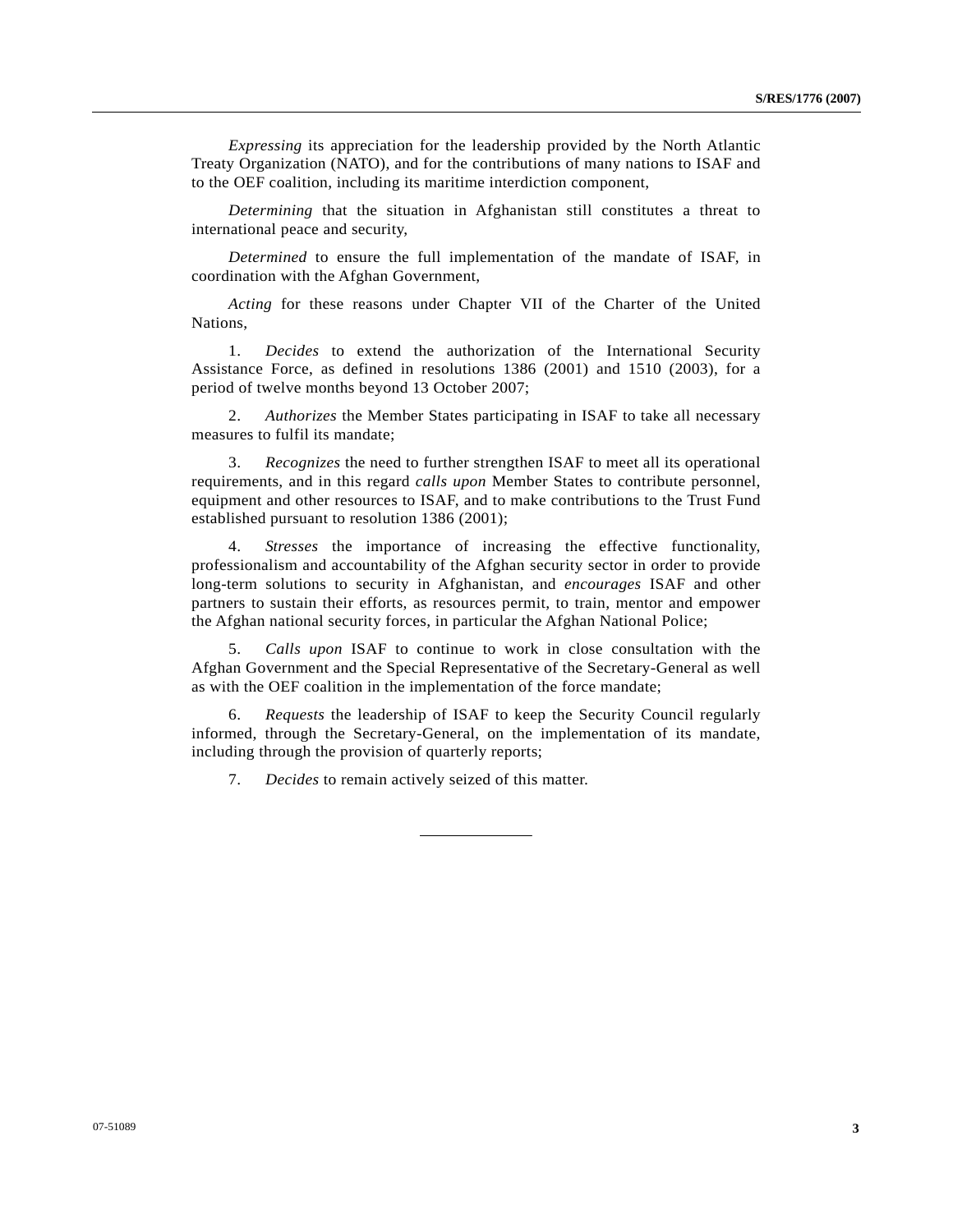*Expressing* its appreciation for the leadership provided by the North Atlantic Treaty Organization (NATO), and for the contributions of many nations to ISAF and to the OEF coalition, including its maritime interdiction component,

*Determining* that the situation in Afghanistan still constitutes a threat to international peace and security,

*Determined* to ensure the full implementation of the mandate of ISAF, in coordination with the Afghan Government,

*Acting* for these reasons under Chapter VII of the Charter of the United Nations,

1. *Decides* to extend the authorization of the International Security Assistance Force, as defined in resolutions 1386 (2001) and 1510 (2003), for a period of twelve months beyond 13 October 2007;

2. *Authorizes* the Member States participating in ISAF to take all necessary measures to fulfil its mandate;

3. *Recognizes* the need to further strengthen ISAF to meet all its operational requirements, and in this regard *calls upon* Member States to contribute personnel, equipment and other resources to ISAF, and to make contributions to the Trust Fund established pursuant to resolution 1386 (2001);

4. *Stresses* the importance of increasing the effective functionality, professionalism and accountability of the Afghan security sector in order to provide long-term solutions to security in Afghanistan, and *encourages* ISAF and other partners to sustain their efforts, as resources permit, to train, mentor and empower the Afghan national security forces, in particular the Afghan National Police;

5. *Calls upon* ISAF to continue to work in close consultation with the Afghan Government and the Special Representative of the Secretary-General as well as with the OEF coalition in the implementation of the force mandate;

6. *Requests* the leadership of ISAF to keep the Security Council regularly informed, through the Secretary-General, on the implementation of its mandate, including through the provision of quarterly reports;

7. *Decides* to remain actively seized of this matter.